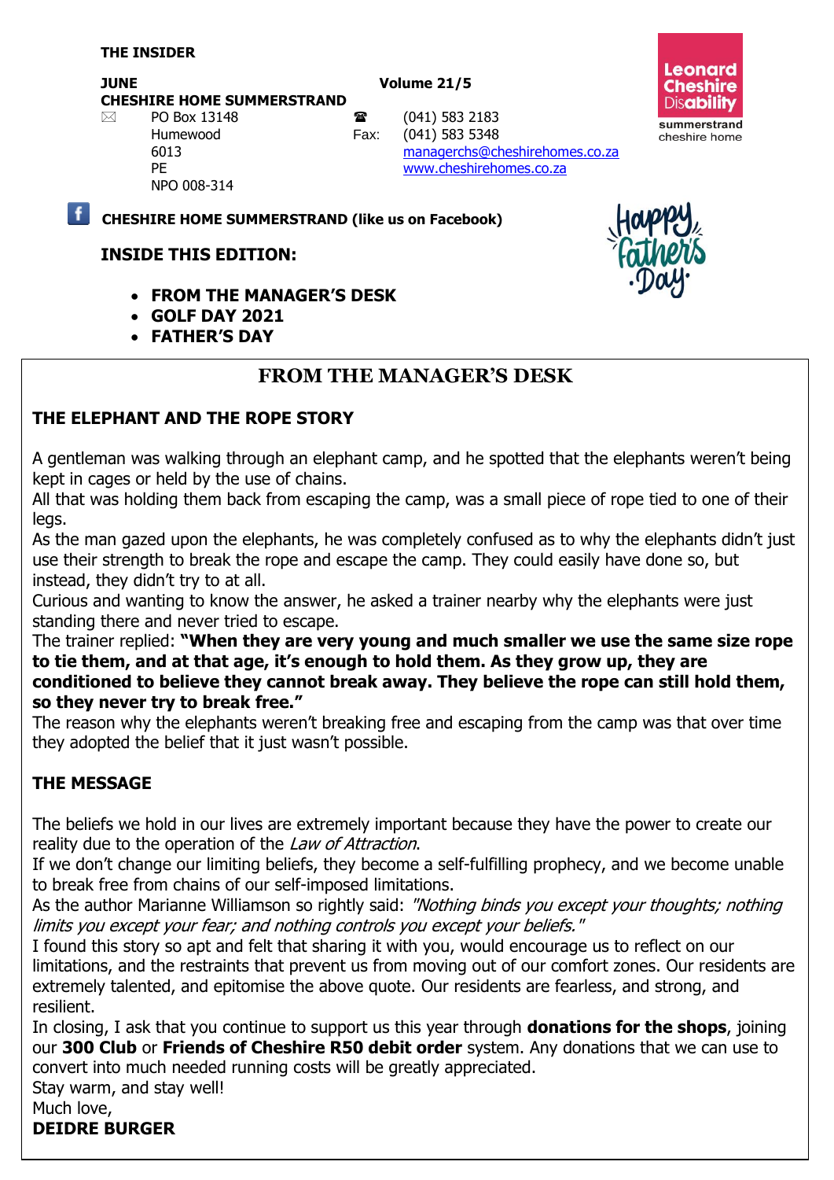**THE INSIDER**

**JUNE** **Volume 21/5**

**CHESHIRE HOME SUMMERSTRAND**

PO Box 13148
Humewood
6013
PE
NPO 008-314

(041) 583 2183
Fax: (041) 583 5348
managerchs@cheshirehomes.co.za
www.cheshirehomes.co.za

Leonard Cheshire Disability
summerstrand cheshire home

**CHESHIRE HOME SUMMERSTRAND (like us on Facebook)**

Happy Father's Day

**INSIDE THIS EDITION:**

- **FROM THE MANAGER'S DESK**
- **GOLF DAY 2021**
- **FATHER'S DAY**

## FROM THE MANAGER'S DESK

### THE ELEPHANT AND THE ROPE STORY

A gentleman was walking through an elephant camp, and he spotted that the elephants weren't being kept in cages or held by the use of chains.

All that was holding them back from escaping the camp, was a small piece of rope tied to one of their legs.

As the man gazed upon the elephants, he was completely confused as to why the elephants didn't just use their strength to break the rope and escape the camp. They could easily have done so, but instead, they didn't try to at all.

Curious and wanting to know the answer, he asked a trainer nearby why the elephants were just standing there and never tried to escape.

The trainer replied: **"When they are very young and much smaller we use the same size rope to tie them, and at that age, it's enough to hold them. As they grow up, they are conditioned to believe they cannot break away. They believe the rope can still hold them, so they never try to break free."**

The reason why the elephants weren't breaking free and escaping from the camp was that over time they adopted the belief that it just wasn't possible.

### THE MESSAGE

The beliefs we hold in our lives are extremely important because they have the power to create our reality due to the operation of the *Law of Attraction*.

If we don't change our limiting beliefs, they become a self-fulfilling prophecy, and we become unable to break free from chains of our self-imposed limitations.

As the author Marianne Williamson so rightly said: *"Nothing binds you except your thoughts; nothing limits you except your fear; and nothing controls you except your beliefs."*

I found this story so apt and felt that sharing it with you, would encourage us to reflect on our limitations, and the restraints that prevent us from moving out of our comfort zones. Our residents are extremely talented, and epitomise the above quote. Our residents are fearless, and strong, and resilient.

In closing, I ask that you continue to support us this year through **donations for the shops**, joining our **300 Club** or **Friends of Cheshire R50 debit order** system. Any donations that we can use to convert into much needed running costs will be greatly appreciated.

Stay warm, and stay well!

Much love,

**DEIDRE BURGER**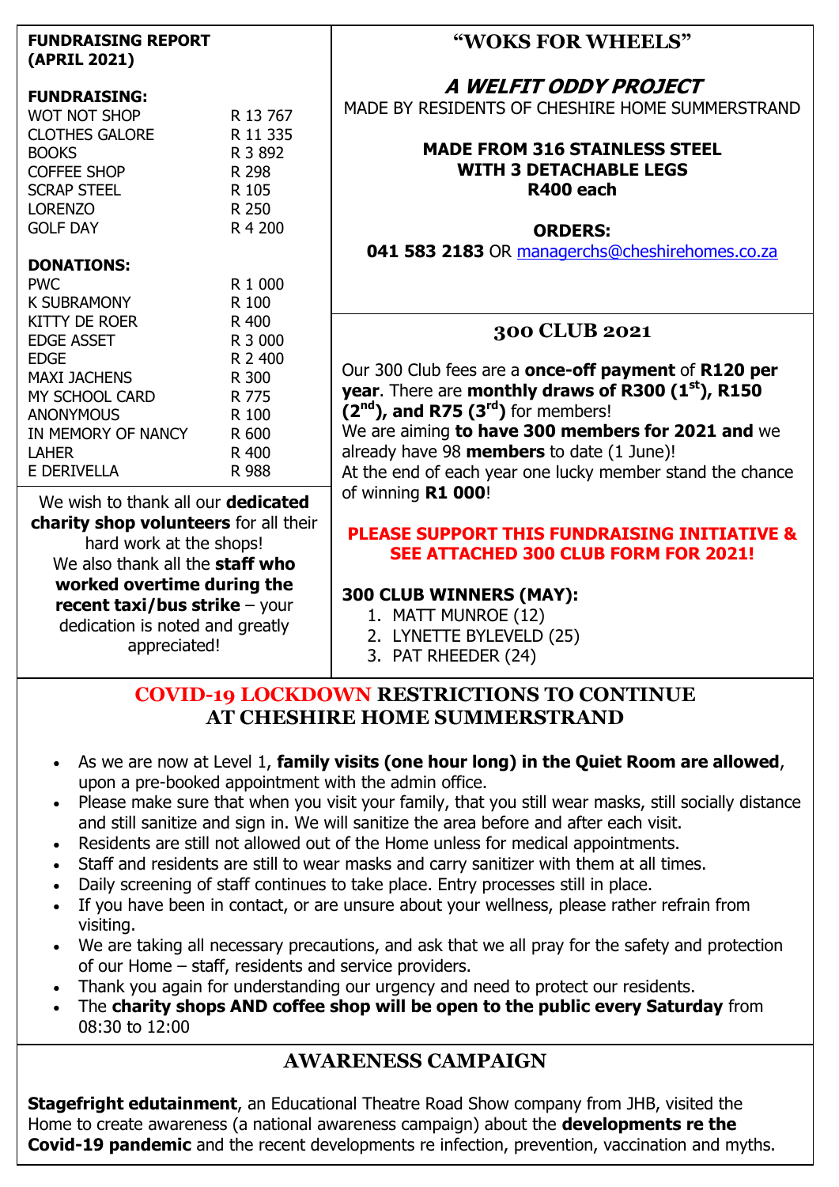## FUNDRAISING REPORT (APRIL 2021)

**FUNDRAISING:**

| | |
|---|---|
| WOT NOT SHOP | R 13 767 |
| CLOTHES GALORE | R 11 335 |
| BOOKS | R 3 892 |
| COFFEE SHOP | R 298 |
| SCRAP STEEL | R 105 |
| LORENZO | R 250 |
| GOLF DAY | R 4 200 |

**DONATIONS:**

| | |
|---|---|
| PWC | R 1 000 |
| K SUBRAMONY | R 100 |
| KITTY DE ROER | R 400 |
| EDGE ASSET | R 3 000 |
| EDGE | R 2 400 |
| MAXI JACHENS | R 300 |
| MY SCHOOL CARD | R 775 |
| ANONYMOUS | R 100 |
| IN MEMORY OF NANCY | R 600 |
| LAHER | R 400 |
| E DERIVELLA | R 988 |

We wish to thank all our **dedicated charity shop volunteers** for all their hard work at the shops!
We also thank all the **staff who worked overtime during the recent taxi/bus strike** – your dedication is noted and greatly appreciated!

## "WOKS FOR WHEELS"

### *A WELFIT ODDY PROJECT*

MADE BY RESIDENTS OF CHESHIRE HOME SUMMERSTRAND

**MADE FROM 316 STAINLESS STEEL WITH 3 DETACHABLE LEGS**
**R400 each**

**ORDERS:**
**041 583 2183** OR managerchs@cheshirehomes.co.za

## 300 CLUB 2021

Our 300 Club fees are a **once-off payment** of **R120 per year**. There are **monthly draws of R300 (1st), R150 (2nd), and R75 (3rd)** for members!
We are aiming **to have 300 members for 2021 and** we already have 98 **members** to date (1 June)!
At the end of each year one lucky member stand the chance of winning **R1 000**!

**PLEASE SUPPORT THIS FUNDRAISING INITIATIVE & SEE ATTACHED 300 CLUB FORM FOR 2021!**

**300 CLUB WINNERS (MAY):**

1. MATT MUNROE (12)
2. LYNETTE BYLEVELD (25)
3. PAT RHEEDER (24)

## COVID-19 LOCKDOWN RESTRICTIONS TO CONTINUE AT CHESHIRE HOME SUMMERSTRAND

- As we are now at Level 1, **family visits (one hour long) in the Quiet Room are allowed**, upon a pre-booked appointment with the admin office.
- Please make sure that when you visit your family, that you still wear masks, still socially distance and still sanitize and sign in. We will sanitize the area before and after each visit.
- Residents are still not allowed out of the Home unless for medical appointments.
- Staff and residents are still to wear masks and carry sanitizer with them at all times.
- Daily screening of staff continues to take place. Entry processes still in place.
- If you have been in contact, or are unsure about your wellness, please rather refrain from visiting.
- We are taking all necessary precautions, and ask that we all pray for the safety and protection of our Home – staff, residents and service providers.
- Thank you again for understanding our urgency and need to protect our residents.
- The **charity shops AND coffee shop will be open to the public every Saturday** from 08:30 to 12:00

## AWARENESS CAMPAIGN

**Stagefright edutainment**, an Educational Theatre Road Show company from JHB, visited the Home to create awareness (a national awareness campaign) about the **developments re the Covid-19 pandemic** and the recent developments re infection, prevention, vaccination and myths.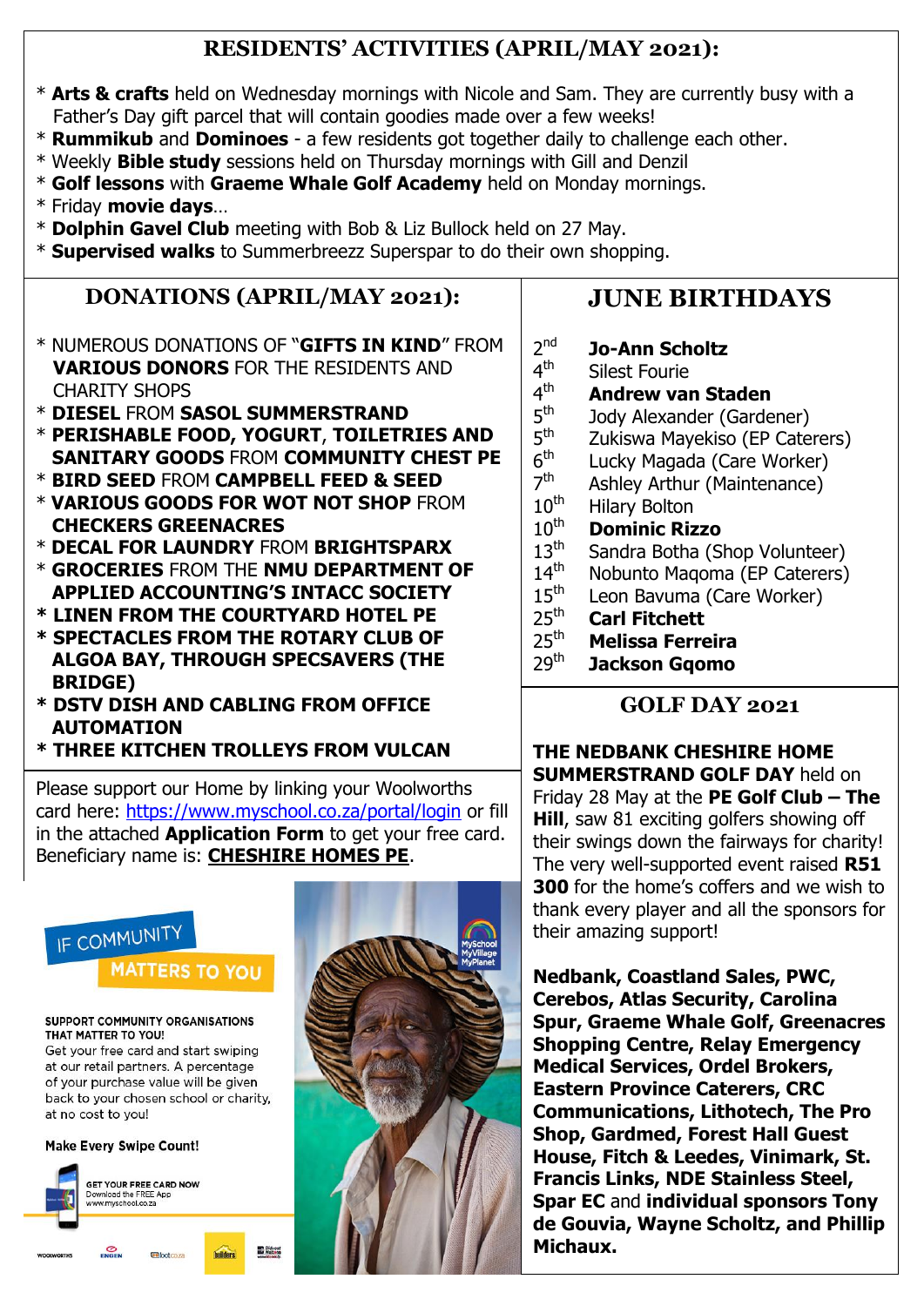## RESIDENTS' ACTIVITIES (APRIL/MAY 2021):

* **Arts & crafts** held on Wednesday mornings with Nicole and Sam. They are currently busy with a Father's Day gift parcel that will contain goodies made over a few weeks!
* **Rummikub** and **Dominoes** - a few residents got together daily to challenge each other.
* Weekly **Bible study** sessions held on Thursday mornings with Gill and Denzil
* **Golf lessons** with **Graeme Whale Golf Academy** held on Monday mornings.
* Friday **movie days**…
* **Dolphin Gavel Club** meeting with Bob & Liz Bullock held on 27 May.
* **Supervised walks** to Summerbreezz Superspar to do their own shopping.

## DONATIONS (APRIL/MAY 2021):

* NUMEROUS DONATIONS OF "**GIFTS IN KIND**" FROM **VARIOUS DONORS** FOR THE RESIDENTS AND CHARITY SHOPS
* **DIESEL** FROM **SASOL SUMMERSTRAND**
* **PERISHABLE FOOD, YOGURT**, **TOILETRIES AND SANITARY GOODS** FROM **COMMUNITY CHEST PE**
* **BIRD SEED** FROM **CAMPBELL FEED & SEED**
* **VARIOUS GOODS FOR WOT NOT SHOP** FROM **CHECKERS GREENACRES**
* **DECAL FOR LAUNDRY** FROM **BRIGHTSPARX**
* **GROCERIES** FROM THE **NMU DEPARTMENT OF APPLIED ACCOUNTING'S INTACC SOCIETY**
* **LINEN FROM THE COURTYARD HOTEL PE**
* **SPECTACLES FROM THE ROTARY CLUB OF ALGOA BAY, THROUGH SPECSAVERS (THE BRIDGE)**
* **DSTV DISH AND CABLING FROM OFFICE AUTOMATION**
* **THREE KITCHEN TROLLEYS FROM VULCAN**

Please support our Home by linking your Woolworths card here: https://www.myschool.co.za/portal/login or fill in the attached **Application Form** to get your free card. Beneficiary name is: **CHESHIRE HOMES PE**.

IF COMMUNITY MATTERS TO YOU

SUPPORT COMMUNITY ORGANISATIONS THAT MATTER TO YOU!
Get your free card and start swiping at our retail partners. A percentage of your purchase value will be given back to your chosen school or charity, at no cost to you!

Make Every Swipe Count!

GET YOUR FREE CARD NOW
Download the FREE App
www.myschool.co.za

## JUNE BIRTHDAYS

- 2nd **Jo-Ann Scholtz**
- 4th Silest Fourie
- 4th **Andrew van Staden**
- 5th Jody Alexander (Gardener)
- 5th Zukiswa Mayekiso (EP Caterers)
- 6th Lucky Magada (Care Worker)
- 7th Ashley Arthur (Maintenance)
- 10th Hilary Bolton
- 10th **Dominic Rizzo**
- 13th Sandra Botha (Shop Volunteer)
- 14th Nobunto Maqoma (EP Caterers)
- 15th Leon Bavuma (Care Worker)
- 25th **Carl Fitchett**
- 25th **Melissa Ferreira**
- 29th **Jackson Gqomo**

## GOLF DAY 2021

**THE NEDBANK CHESHIRE HOME SUMMERSTRAND GOLF DAY** held on Friday 28 May at the **PE Golf Club – The Hill**, saw 81 exciting golfers showing off their swings down the fairways for charity! The very well-supported event raised **R51 300** for the home's coffers and we wish to thank every player and all the sponsors for their amazing support!

**Nedbank, Coastland Sales, PWC, Cerebos, Atlas Security, Carolina Spur, Graeme Whale Golf, Greenacres Shopping Centre, Relay Emergency Medical Services, Ordel Brokers, Eastern Province Caterers, CRC Communications, Lithotech, The Pro Shop, Gardmed, Forest Hall Guest House, Fitch & Leedes, Vinimark, St. Francis Links, NDE Stainless Steel, Spar EC** and **individual sponsors Tony de Gouvia, Wayne Scholtz, and Phillip Michaux.**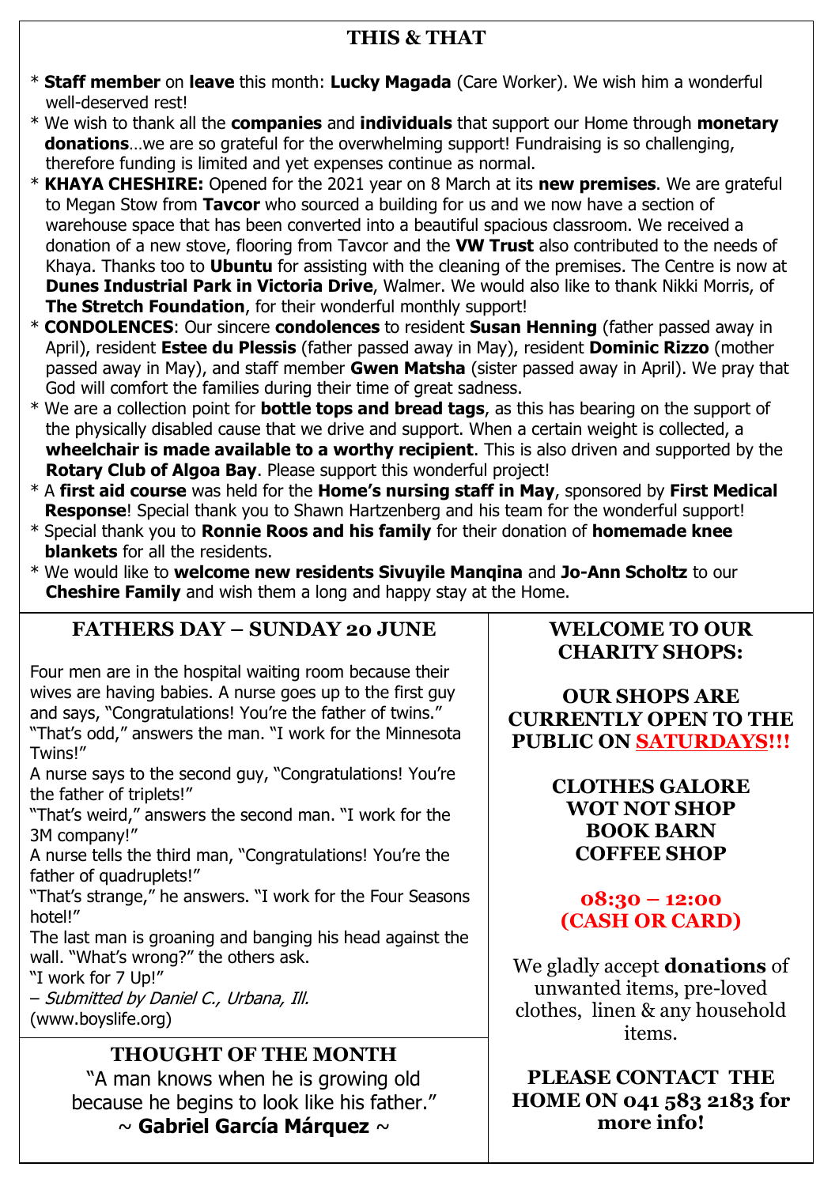## THIS & THAT

* **Staff member** on **leave** this month: **Lucky Magada** (Care Worker). We wish him a wonderful well-deserved rest!
* We wish to thank all the **companies** and **individuals** that support our Home through **monetary donations**…we are so grateful for the overwhelming support! Fundraising is so challenging, therefore funding is limited and yet expenses continue as normal.
* **KHAYA CHESHIRE:** Opened for the 2021 year on 8 March at its **new premises**. We are grateful to Megan Stow from **Tavcor** who sourced a building for us and we now have a section of warehouse space that has been converted into a beautiful spacious classroom. We received a donation of a new stove, flooring from Tavcor and the **VW Trust** also contributed to the needs of Khaya. Thanks too to **Ubuntu** for assisting with the cleaning of the premises. The Centre is now at **Dunes Industrial Park in Victoria Drive**, Walmer. We would also like to thank Nikki Morris, of **The Stretch Foundation**, for their wonderful monthly support!
* **CONDOLENCES**: Our sincere **condolences** to resident **Susan Henning** (father passed away in April), resident **Estee du Plessis** (father passed away in May), resident **Dominic Rizzo** (mother passed away in May), and staff member **Gwen Matsha** (sister passed away in April). We pray that God will comfort the families during their time of great sadness.
* We are a collection point for **bottle tops and bread tags**, as this has bearing on the support of the physically disabled cause that we drive and support. When a certain weight is collected, a **wheelchair is made available to a worthy recipient**. This is also driven and supported by the **Rotary Club of Algoa Bay**. Please support this wonderful project!
* A **first aid course** was held for the **Home's nursing staff in May**, sponsored by **First Medical Response**! Special thank you to Shawn Hartzenberg and his team for the wonderful support!
* Special thank you to **Ronnie Roos and his family** for their donation of **homemade knee blankets** for all the residents.
* We would like to **welcome new residents Sivuyile Manqina** and **Jo-Ann Scholtz** to our **Cheshire Family** and wish them a long and happy stay at the Home.

## FATHERS DAY – SUNDAY 20 JUNE

Four men are in the hospital waiting room because their wives are having babies. A nurse goes up to the first guy and says, "Congratulations! You're the father of twins."
"That's odd," answers the man. "I work for the Minnesota Twins!"
A nurse says to the second guy, "Congratulations! You're the father of triplets!"
"That's weird," answers the second man. "I work for the 3M company!"
A nurse tells the third man, "Congratulations! You're the father of quadruplets!"
"That's strange," he answers. "I work for the Four Seasons hotel!"
The last man is groaning and banging his head against the wall. "What's wrong?" the others ask.
"I work for 7 Up!"
– *Submitted by Daniel C., Urbana, Ill.*
(www.boyslife.org)

## THOUGHT OF THE MONTH

"A man knows when he is growing old because he begins to look like his father."
~ **Gabriel García Márquez** ~

## WELCOME TO OUR CHARITY SHOPS:

**OUR SHOPS ARE CURRENTLY OPEN TO THE PUBLIC ON SATURDAYS!!!**

**CLOTHES GALORE**
**WOT NOT SHOP**
**BOOK BARN**
**COFFEE SHOP**

**08:30 – 12:00**
**(CASH OR CARD)**

We gladly accept **donations** of unwanted items, pre-loved clothes, linen & any household items.

**PLEASE CONTACT THE HOME ON 041 583 2183 for more info!**